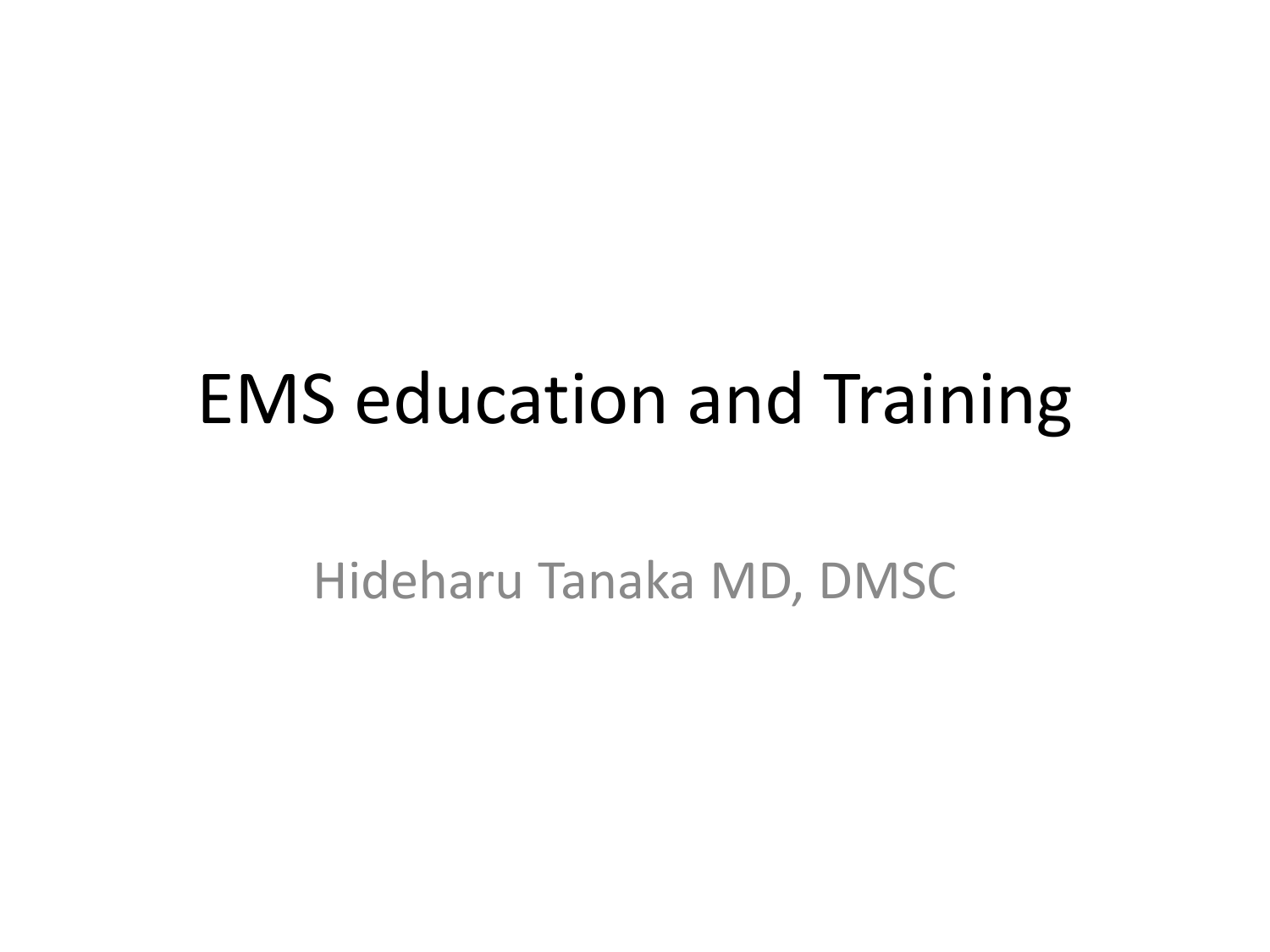# EMS education and Training

Hideharu Tanaka MD, DMSC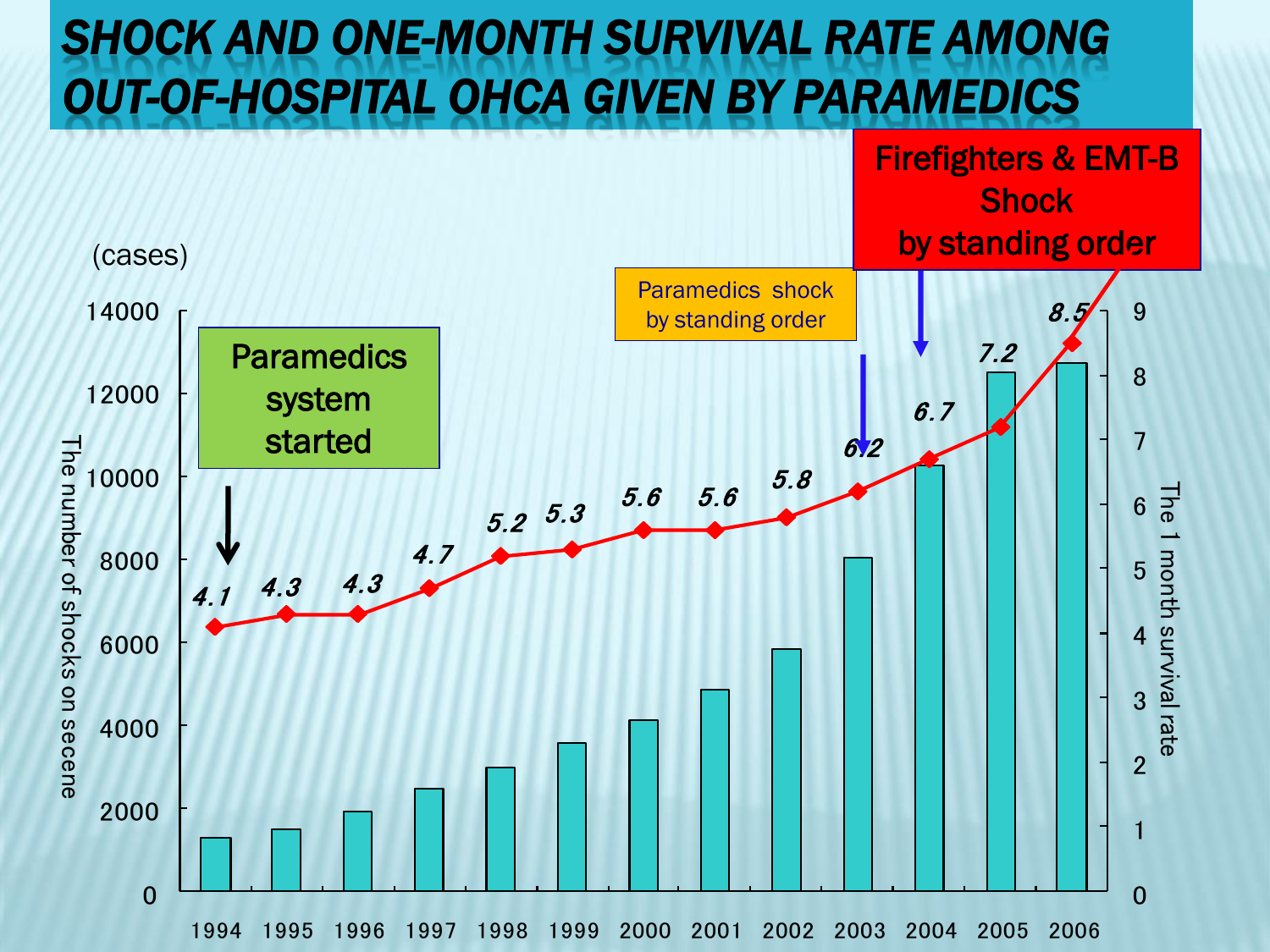# SHOCK AND ONE-MONTH SURVIVAL RATE AMONG OUT-OF-HOSPITAL OHCA GIVEN BY PARAMEDICS

(cases)

Paramedics system started

Paramedics shock by standing order

Firefighters & EMT-B Shock by standing order

| Year | 1994 | 1995 | 1996 | 1997 | 1998 | 1999 | 2000 | 2001 | 2002 | 2003 | 2004 | 2005 | 2006 |
|---|---|---|---|---|---|---|---|---|---|---|---|---|---|
| The 1 month survival rate | 4.1 | 4.3 | 4.3 | 4.7 | 5.2 | 5.3 | 5.6 | 5.6 | 5.8 | 6.2 | 6.7 | 7.2 | 8.5 |

Left axis: The number of shocks on secene (0–14000)

Right axis: The 1 month survival rate (0–9)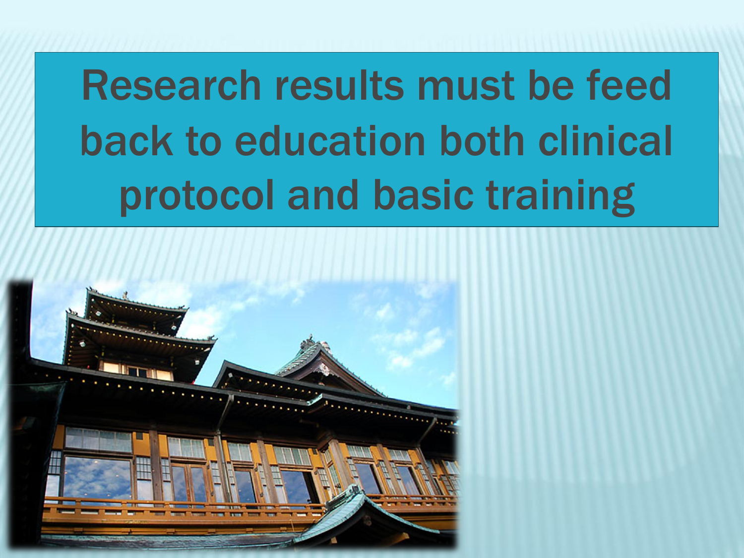# Research results must be feed back to education both clinical protocol and basic training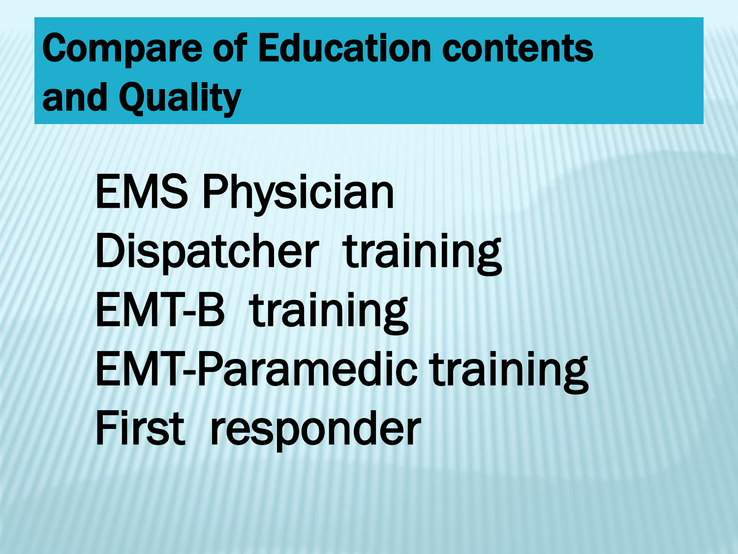# Compare of Education contents and Quality

- EMS Physician
- Dispatcher training
- EMT-B training
- EMT-Paramedic training
- First responder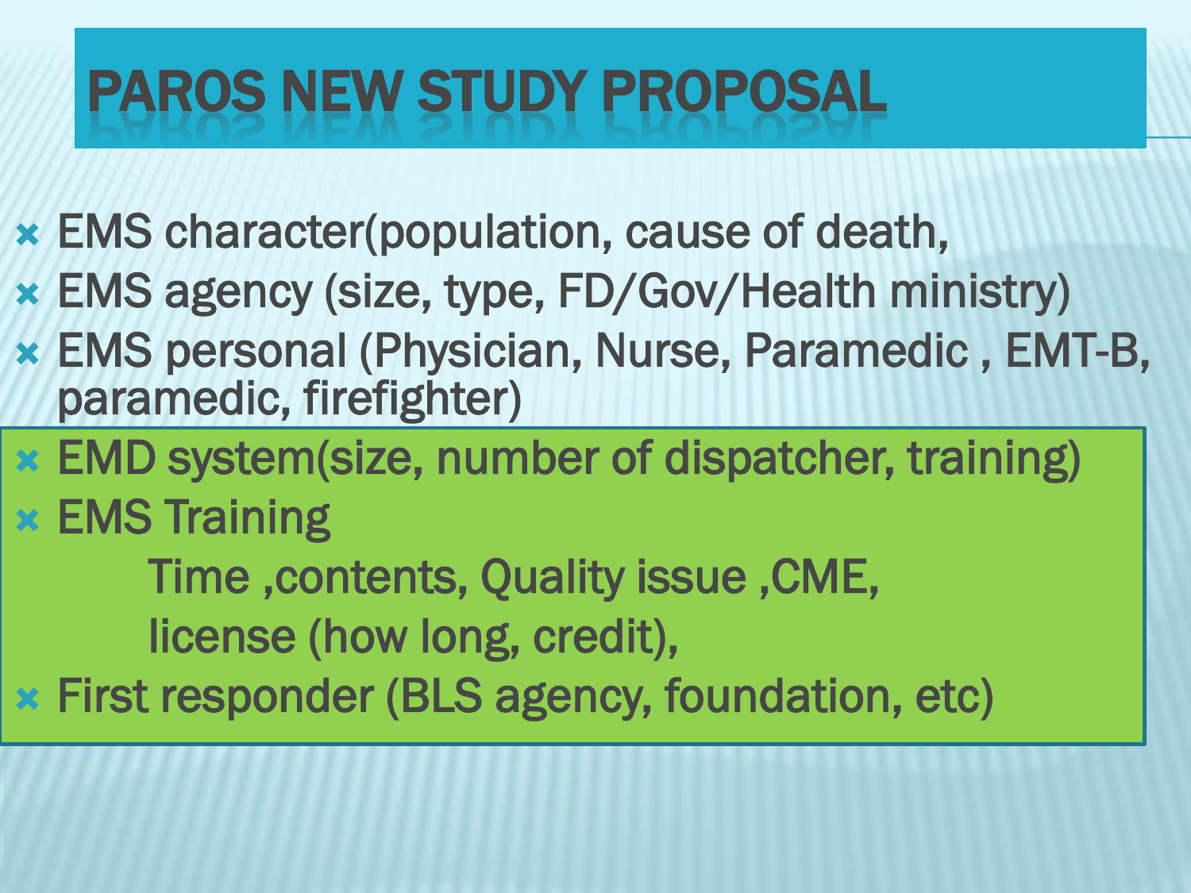# PAROS NEW STUDY PROPOSAL

- EMS character(population, cause of death,
- EMS agency (size, type, FD/Gov/Health ministry)
- EMS personal (Physician, Nurse, Paramedic , EMT-B, paramedic, firefighter)
- EMD system(size, number of dispatcher, training)
- EMS Training
  - Time ,contents, Quality issue ,CME,
  - license (how long, credit),
- First responder (BLS agency, foundation, etc)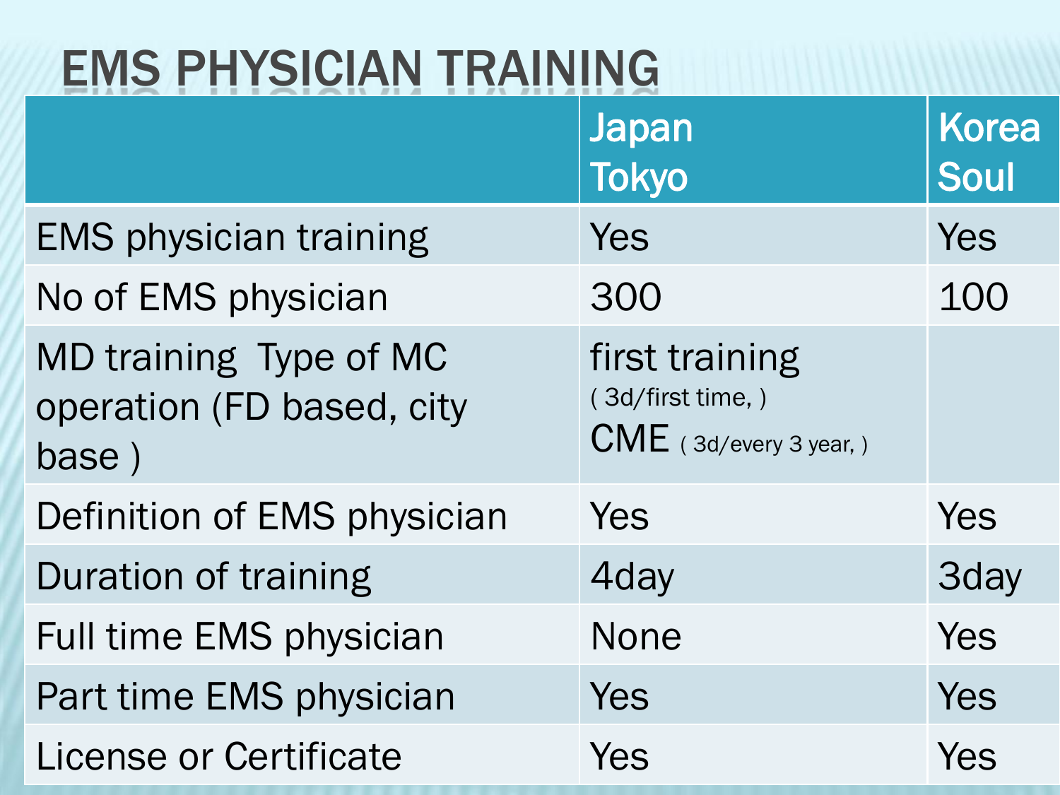# EMS PHYSICIAN TRAINING

| | Japan Tokyo | Korea Soul |
|---|---|---|
| EMS physician training | Yes | Yes |
| No of EMS physician | 300 | 100 |
| MD training Type of MC operation (FD based, city base ) | first training ( 3d/first time, ) CME ( 3d/every 3 year, ) | |
| Definition of EMS physician | Yes | Yes |
| Duration of training | 4day | 3day |
| Full time EMS physician | None | Yes |
| Part time EMS physician | Yes | Yes |
| License or Certificate | Yes | Yes |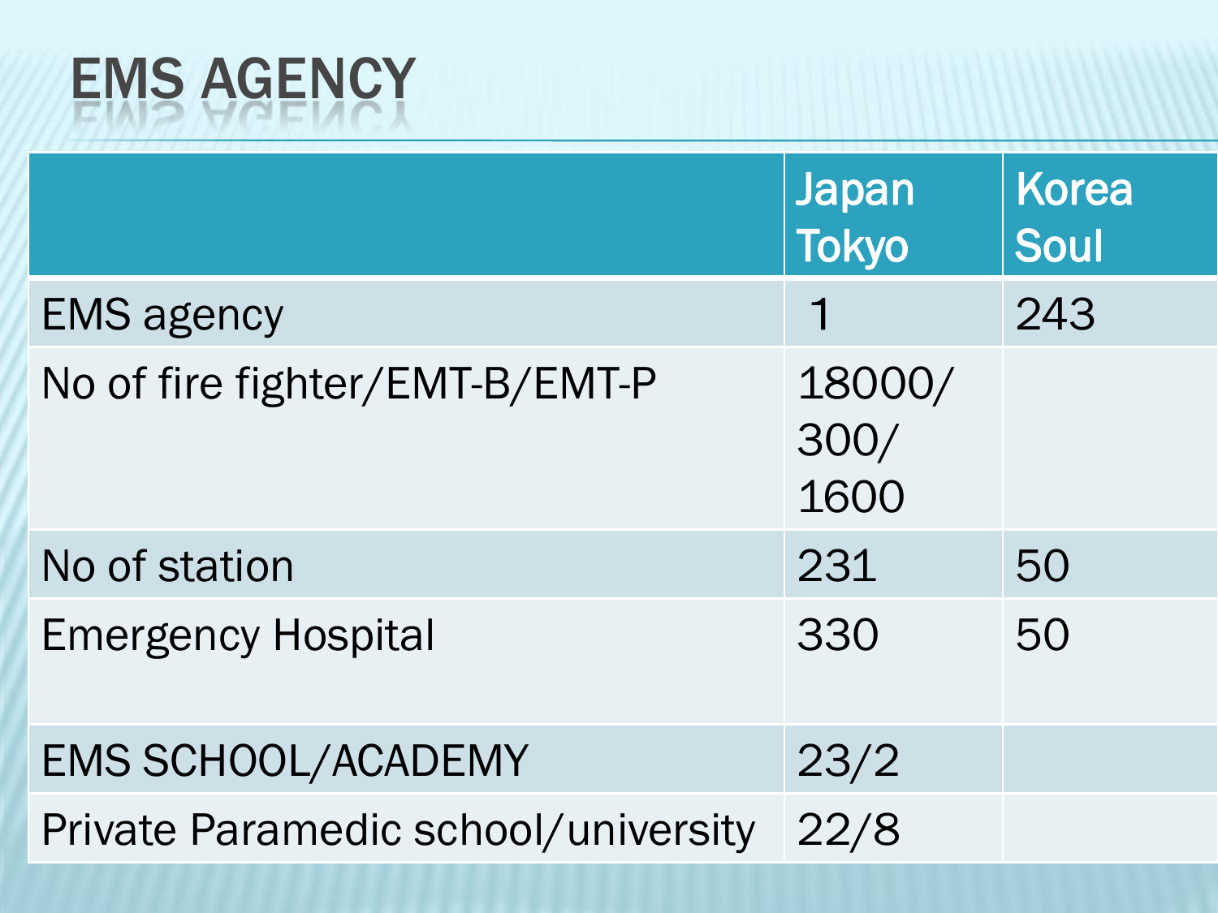# EMS AGENCY

| | Japan Tokyo | Korea Soul |
|---|---|---|
| EMS agency | 1 | 243 |
| No of fire fighter/EMT-B/EMT-P | 18000/ 300/ 1600 | |
| No of station | 231 | 50 |
| Emergency Hospital | 330 | 50 |
| EMS SCHOOL/ACADEMY | 23/2 | |
| Private Paramedic school/university | 22/8 | |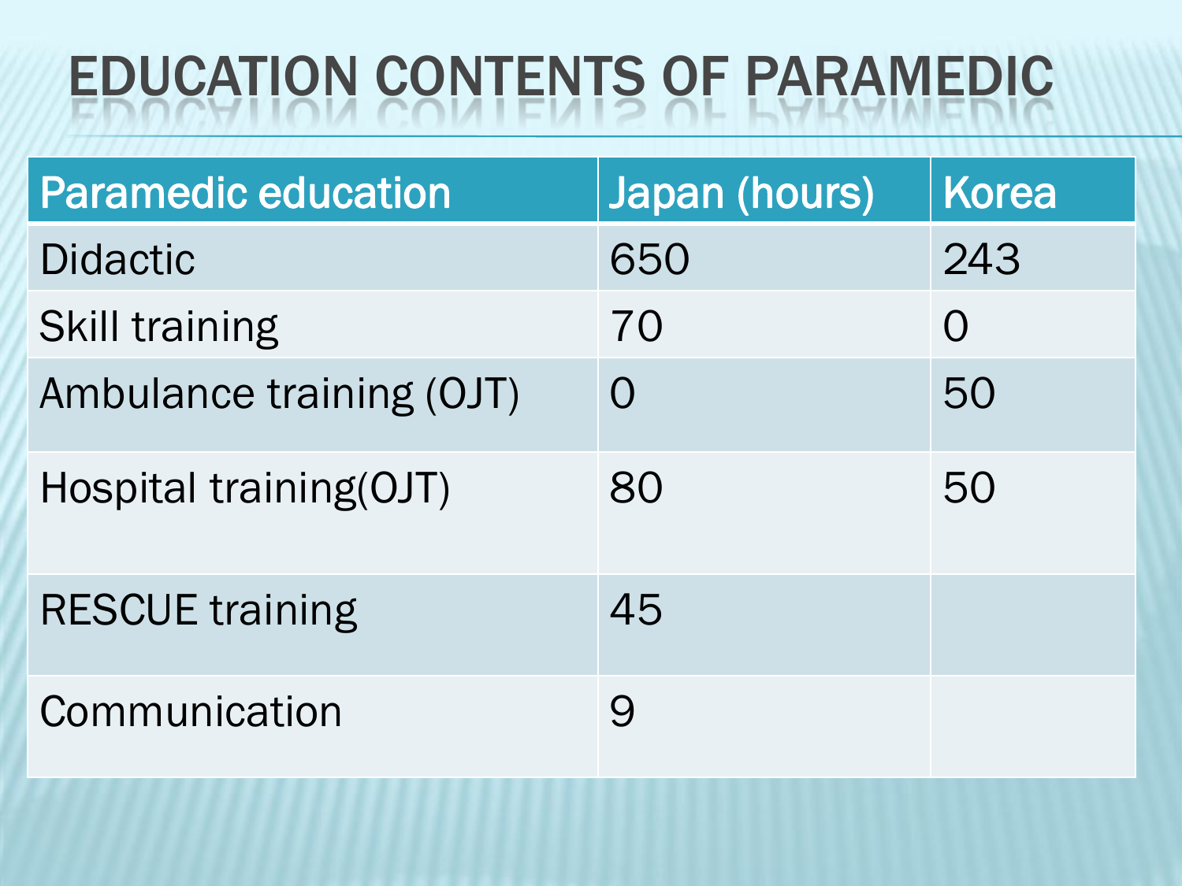# EDUCATION CONTENTS OF PARAMEDIC

| Paramedic education | Japan (hours) | Korea |
|---|---|---|
| Didactic | 650 | 243 |
| Skill training | 70 | 0 |
| Ambulance training (OJT) | 0 | 50 |
| Hospital training(OJT) | 80 | 50 |
| RESCUE training | 45 | |
| Communication | 9 | |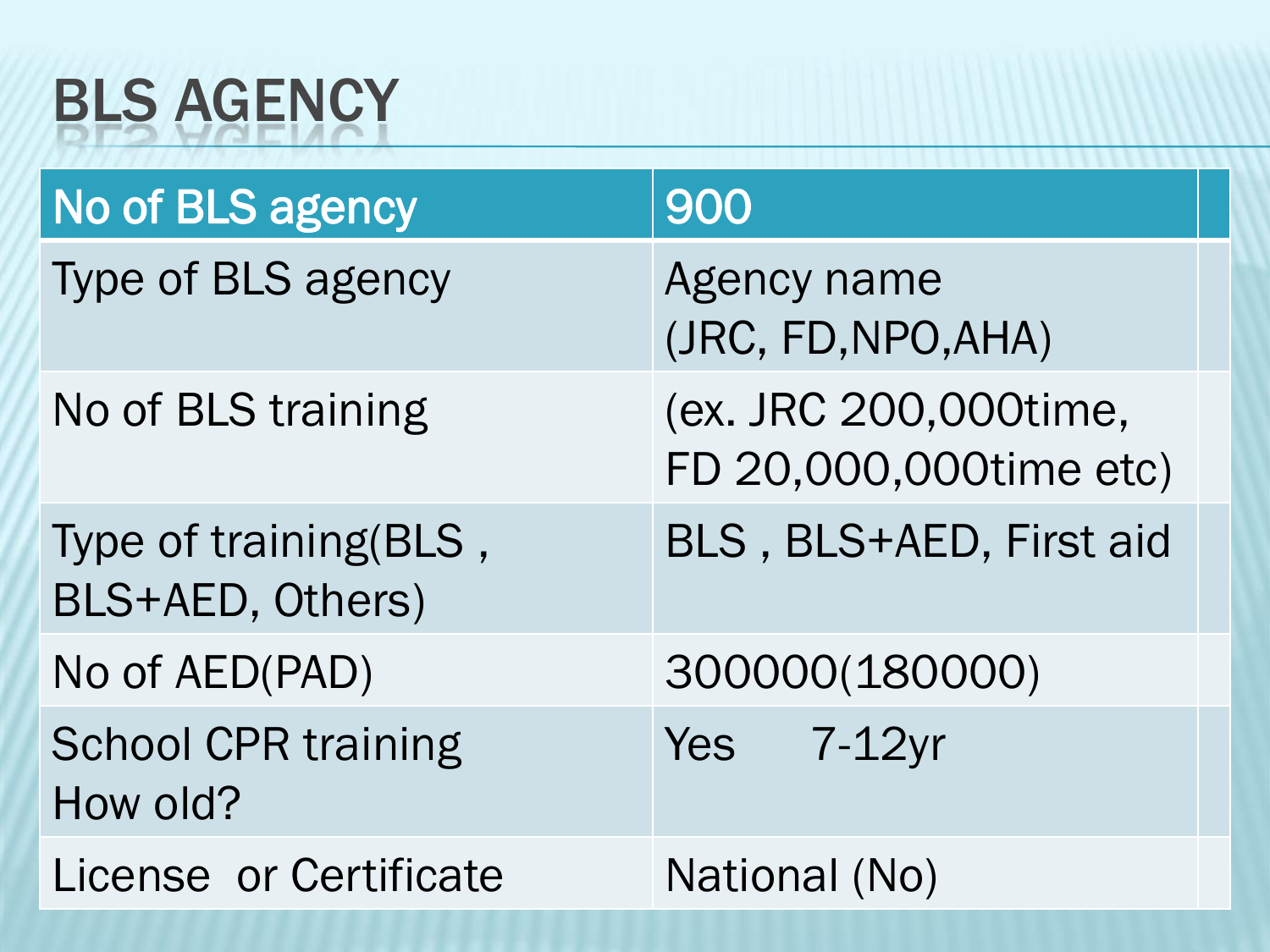# BLS AGENCY

| No of BLS agency | 900 |
|---|---|
| Type of BLS agency | Agency name (JRC, FD,NPO,AHA) |
| No of BLS training | (ex. JRC 200,000time, FD 20,000,000time etc) |
| Type of training(BLS , BLS+AED, Others) | BLS , BLS+AED, First aid |
| No of AED(PAD) | 300000(180000) |
| School CPR training How old? | Yes 7-12yr |
| License or Certificate | National (No) |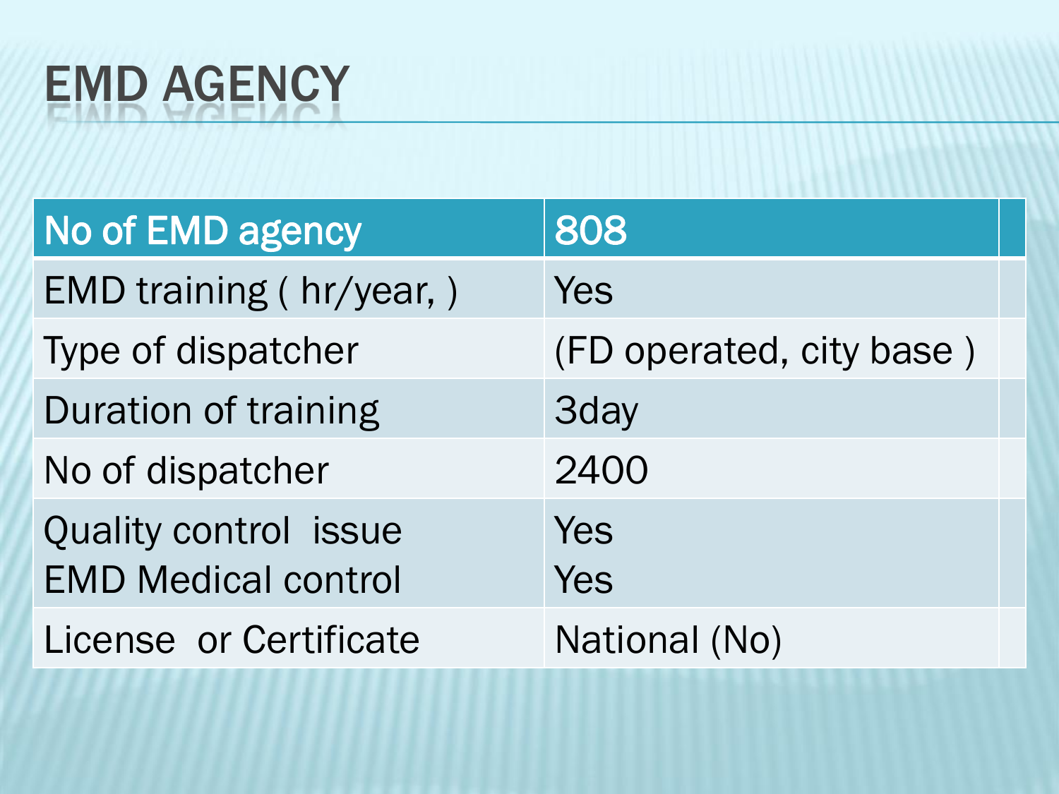# EMD AGENCY

| No of EMD agency | 808 | |
|---|---|---|
| EMD training ( hr/year, ) | Yes | |
| Type of dispatcher | (FD operated, city base ) | |
| Duration of training | 3day | |
| No of dispatcher | 2400 | |
| Quality control issue<br>EMD Medical control | Yes<br>Yes | |
| License or Certificate | National (No) | |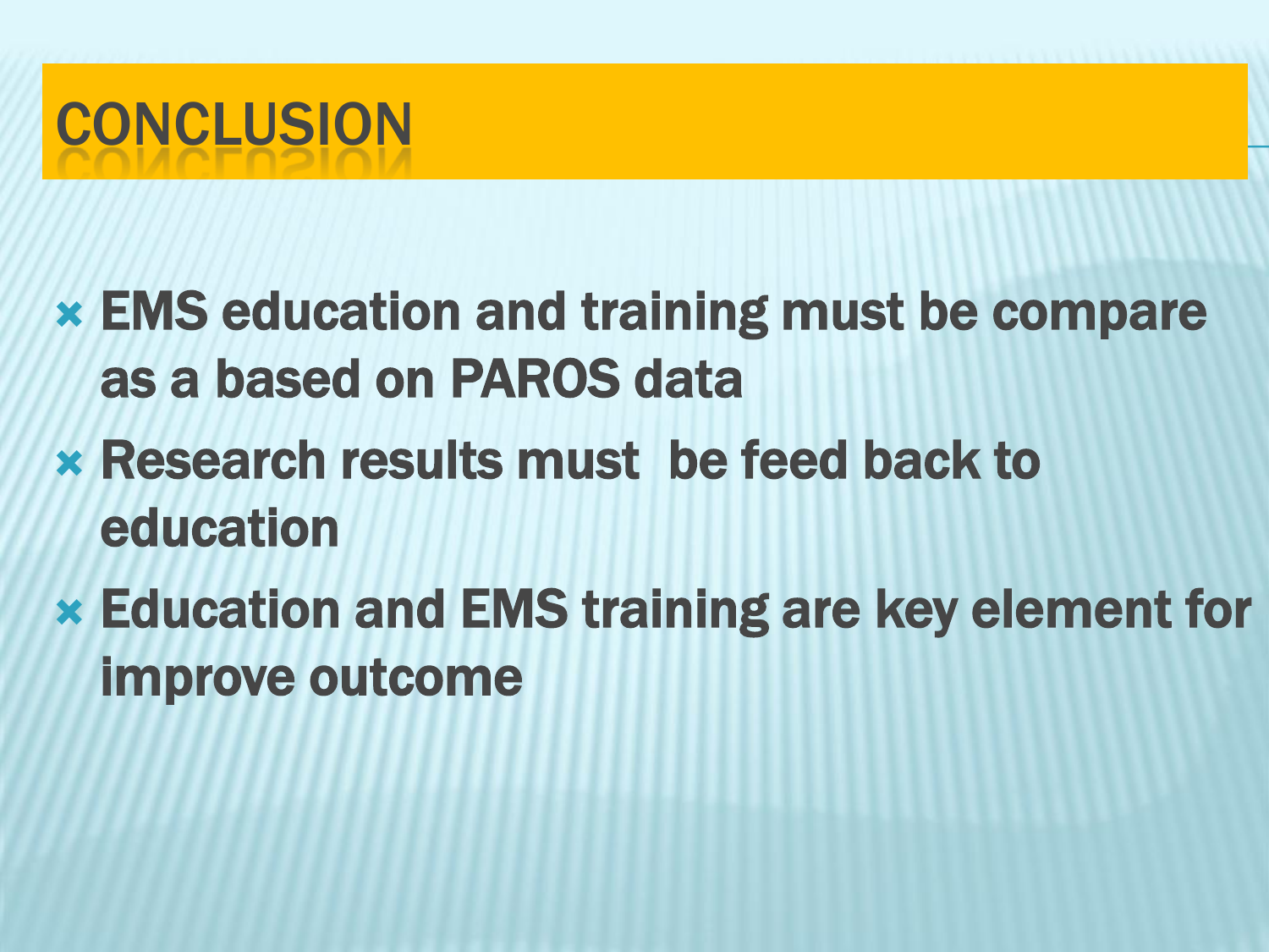# CONCLUSION

- EMS education and training must be compare as a based on PAROS data
- Research results must  be feed back to education
- Education and EMS training are key element for improve outcome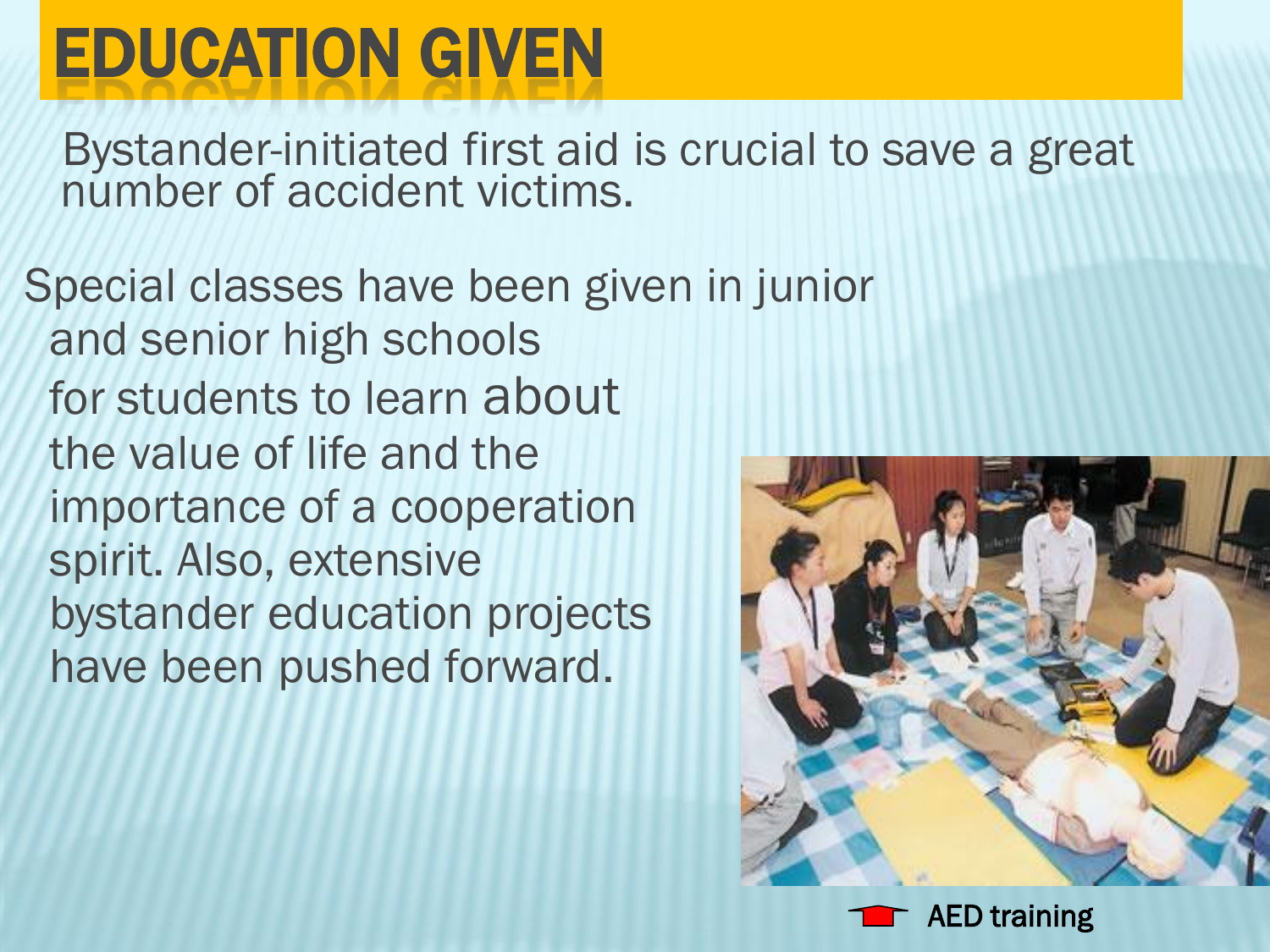# EDUCATION GIVEN

Bystander-initiated first aid is crucial to save a great number of accident victims.

Special classes have been given in junior and senior high schools for students to learn about the value of life and the importance of a cooperation spirit. Also, extensive bystander education projects have been pushed forward.

AED training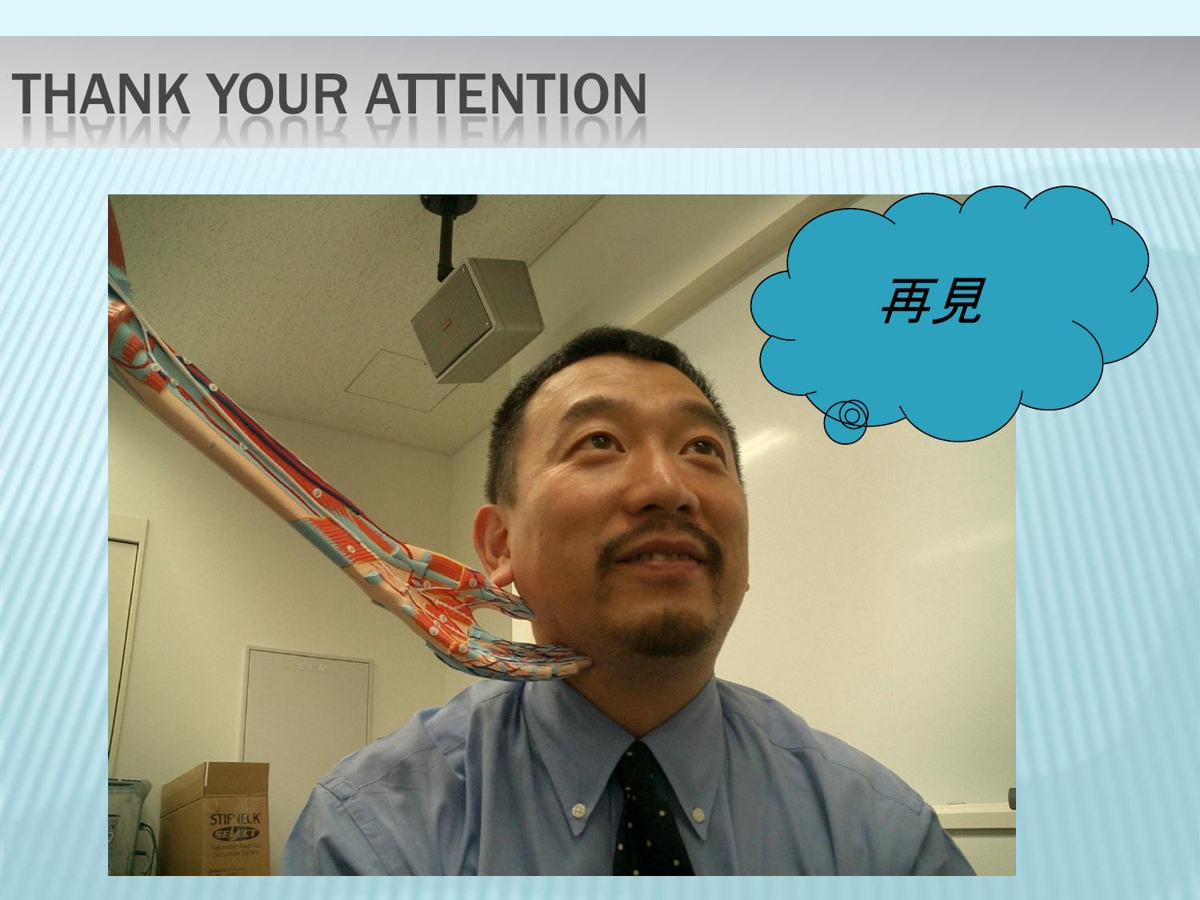# THANK YOUR ATTENTION

再見